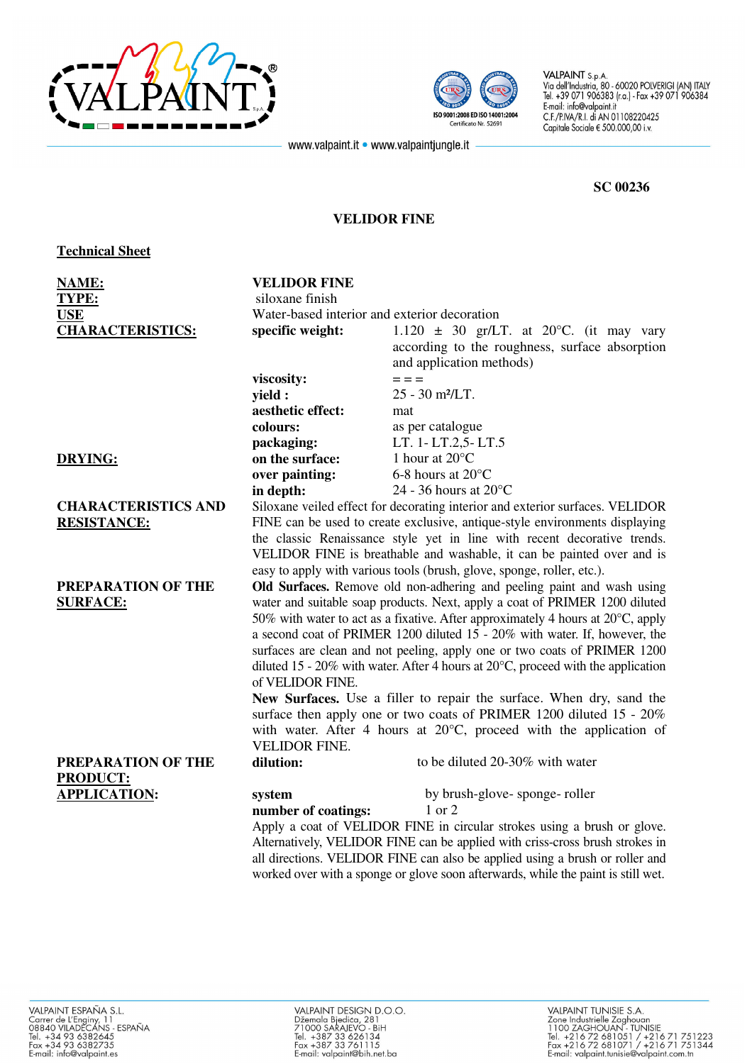SC 00236

# VELIDOR FINE

## Technical Sheet

| | | |
|---|---|---|
| **NAME:** | **VELIDOR FINE** | |
| **TYPE:** | siloxane finish | |
| **USE** | Water-based interior and exterior decoration | |
| **CHARACTERISTICS:** | **specific weight:** | 1.120 ± 30 gr/LT. at 20°C. (it may vary according to the roughness, surface absorption and application methods) |
| | **viscosity:** | = = = |
| | **yield :** | 25 - 30 m²/LT. |
| | **aesthetic effect:** | mat |
| | **colours:** | as per catalogue |
| | **packaging:** | LT. 1- LT.2,5- LT.5 |
| **DRYING:** | **on the surface:** | 1 hour at 20°C |
| | **over painting:** | 6-8 hours at 20°C |
| | **in depth:** | 24 - 36 hours at 20°C |

**CHARACTERISTICS AND RESISTANCE:**

Siloxane veiled effect for decorating interior and exterior surfaces. VELIDOR FINE can be used to create exclusive, antique-style environments displaying the classic Renaissance style yet in line with recent decorative trends. VELIDOR FINE is breathable and washable, it can be painted over and is easy to apply with various tools (brush, glove, sponge, roller, etc.).

**PREPARATION OF THE SURFACE:**

**Old Surfaces.** Remove old non-adhering and peeling paint and wash using water and suitable soap products. Next, apply a coat of PRIMER 1200 diluted 50% with water to act as a fixative. After approximately 4 hours at 20°C, apply a second coat of PRIMER 1200 diluted 15 - 20% with water. If, however, the surfaces are clean and not peeling, apply one or two coats of PRIMER 1200 diluted 15 - 20% with water. After 4 hours at 20°C, proceed with the application of VELIDOR FINE.

**New Surfaces.** Use a filler to repair the surface. When dry, sand the surface then apply one or two coats of PRIMER 1200 diluted 15 - 20% with water. After 4 hours at 20°C, proceed with the application of VELIDOR FINE.

**PREPARATION OF THE PRODUCT:**

**dilution:** to be diluted 20-30% with water

**APPLICATION:**

**system** by brush-glove- sponge- roller

**number of coatings:** 1 or 2

Apply a coat of VELIDOR FINE in circular strokes using a brush or glove. Alternatively, VELIDOR FINE can be applied with criss-cross brush strokes in all directions. VELIDOR FINE can also be applied using a brush or roller and worked over with a sponge or glove soon afterwards, while the paint is still wet.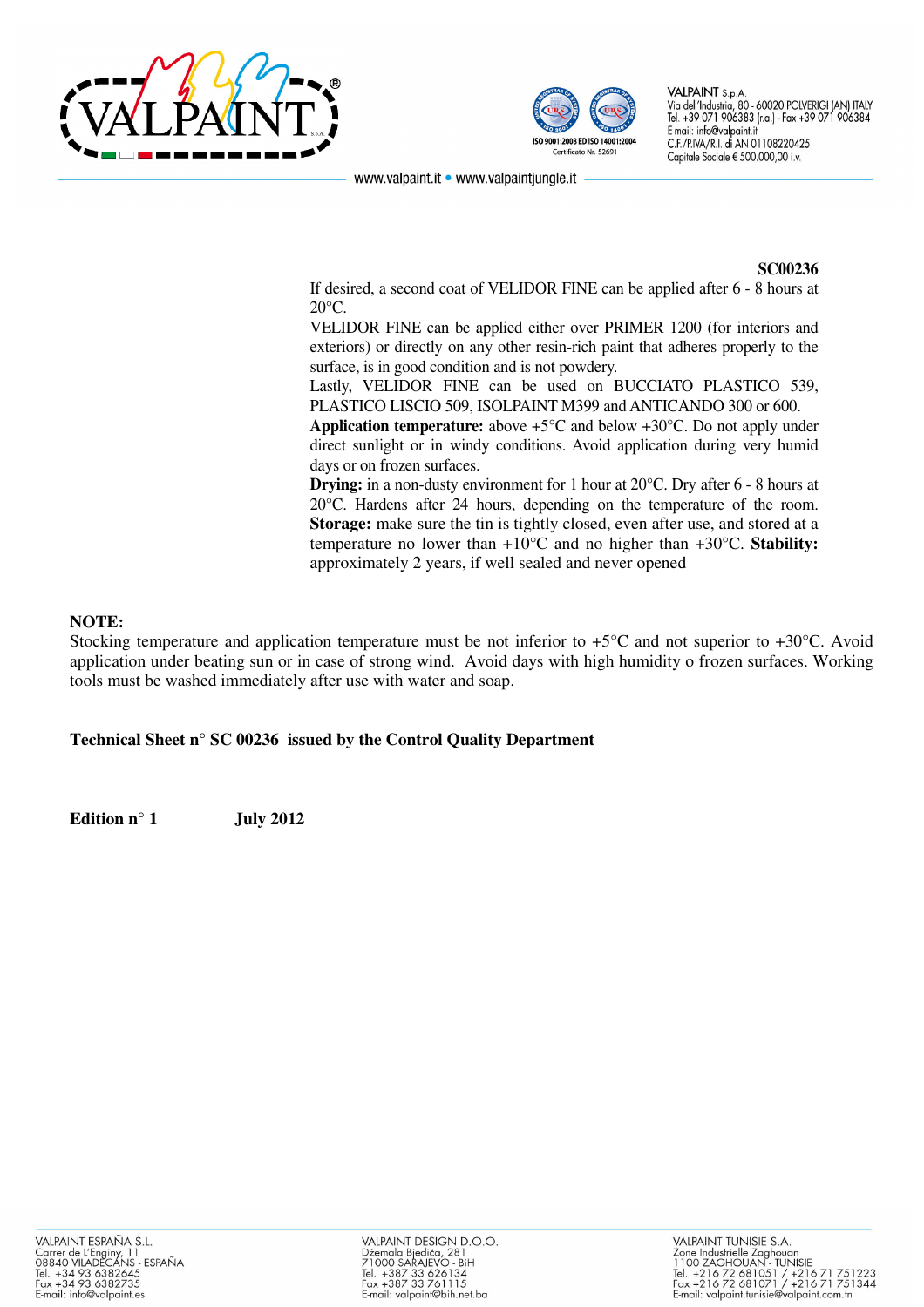**SC00236**

If desired, a second coat of VELIDOR FINE can be applied after 6 - 8 hours at 20°C.

VELIDOR FINE can be applied either over PRIMER 1200 (for interiors and exteriors) or directly on any other resin-rich paint that adheres properly to the surface, is in good condition and is not powdery.

Lastly, VELIDOR FINE can be used on BUCCIATO PLASTICO 539, PLASTICO LISCIO 509, ISOLPAINT M399 and ANTICANDO 300 or 600.

**Application temperature:** above +5°C and below +30°C. Do not apply under direct sunlight or in windy conditions. Avoid application during very humid days or on frozen surfaces.

**Drying:** in a non-dusty environment for 1 hour at 20°C. Dry after 6 - 8 hours at 20°C. Hardens after 24 hours, depending on the temperature of the room. **Storage:** make sure the tin is tightly closed, even after use, and stored at a temperature no lower than +10°C and no higher than +30°C. **Stability:** approximately 2 years, if well sealed and never opened

**NOTE:**

Stocking temperature and application temperature must be not inferior to +5°C and not superior to +30°C. Avoid application under beating sun or in case of strong wind. Avoid days with high humidity o frozen surfaces. Working tools must be washed immediately after use with water and soap.

**Technical Sheet n° SC 00236 issued by the Control Quality Department**

**Edition n° 1** **July 2012**